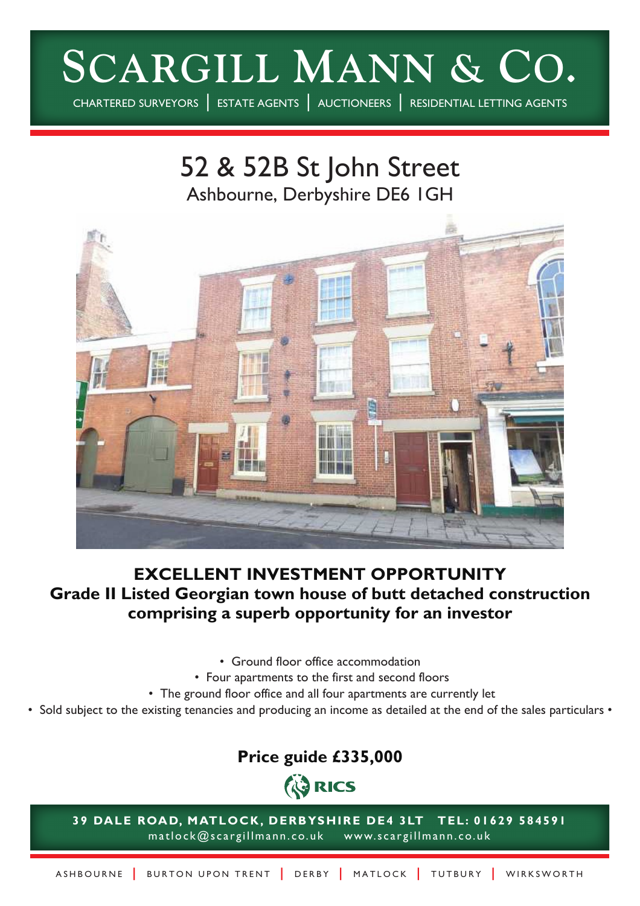# SCARGILL MANN & CO.

CHARTERED SURVEYORS | ESTATE AGENTS | AUCTIONEERS | RESIDENTIAL LETTING AGENTS

## 52 & 52B St John Street

Ashbourne, Derbyshire DE6 1GH

**EXCELLENT INVESTMENT OPPORTUNITY**

**Grade II Listed Georgian town house of butt detached construction comprising a superb opportunity for an investor**

- Ground floor office accommodation
- Four apartments to the first and second floors
- The ground floor office and all four apartments are currently let
- Sold subject to the existing tenancies and producing an income as detailed at the end of the sales particulars

**Price guide £335,000**

RICS

**39 DALE ROAD, MATLOCK, DERBYSHIRE DE4 3LT TEL: 01629 584591**

matlock@scargillmann.co.uk www.scargillmann.co.uk

ASHBOURNE | BURTON UPON TRENT | DERBY | MATLOCK | TUTBURY | WIRKSWORTH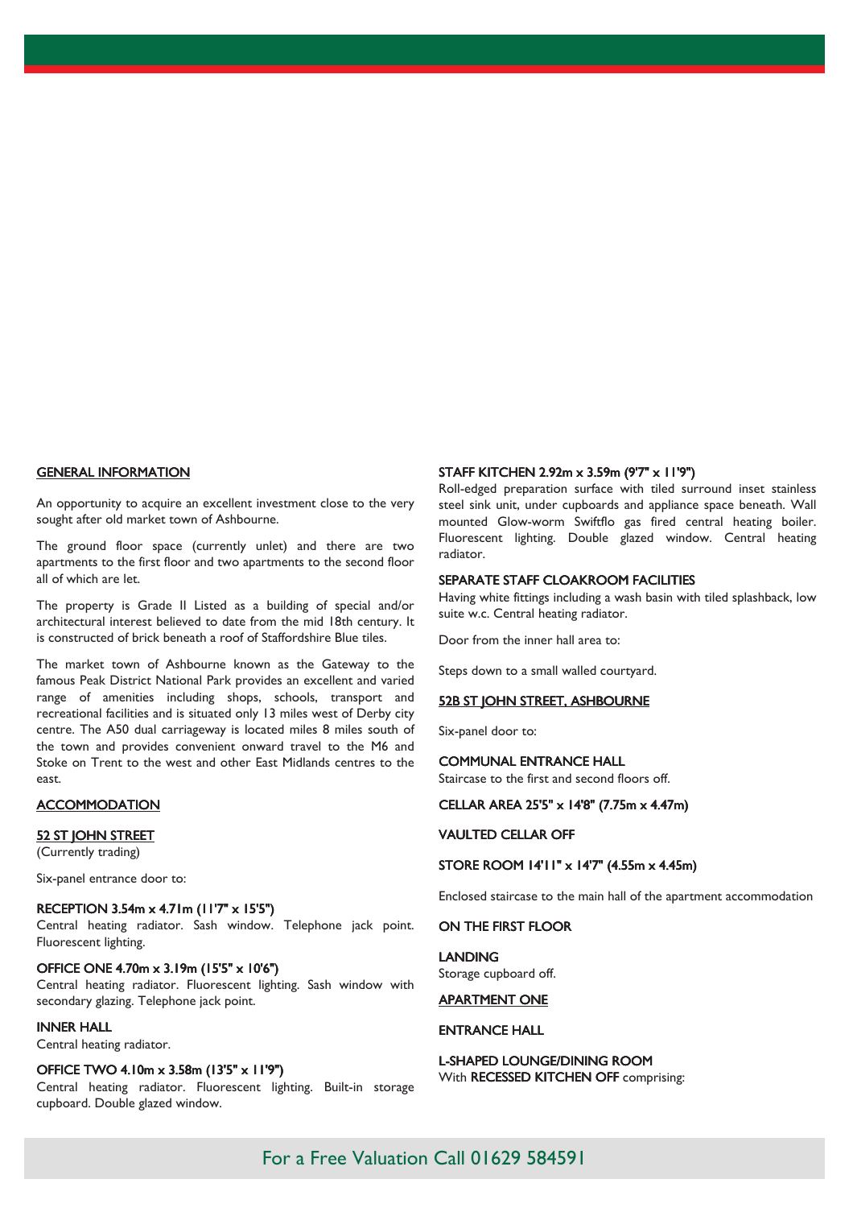## GENERAL INFORMATION

An opportunity to acquire an excellent investment close to the very sought after old market town of Ashbourne.

The ground floor space (currently unlet) and there are two apartments to the first floor and two apartments to the second floor all of which are let.

The property is Grade II Listed as a building of special and/or architectural interest believed to date from the mid 18th century. It is constructed of brick beneath a roof of Staffordshire Blue tiles.

The market town of Ashbourne known as the Gateway to the famous Peak District National Park provides an excellent and varied range of amenities including shops, schools, transport and recreational facilities and is situated only 13 miles west of Derby city centre. The A50 dual carriageway is located miles 8 miles south of the town and provides convenient onward travel to the M6 and Stoke on Trent to the west and other East Midlands centres to the east.

## ACCOMMODATION

### 52 ST JOHN STREET

(Currently trading)

Six-panel entrance door to:

**RECEPTION 3.54m x 4.71m (11'7" x 15'5")**
Central heating radiator. Sash window. Telephone jack point. Fluorescent lighting.

**OFFICE ONE 4.70m x 3.19m (15'5" x 10'6")**
Central heating radiator. Fluorescent lighting. Sash window with secondary glazing. Telephone jack point.

**INNER HALL**
Central heating radiator.

**OFFICE TWO 4.10m x 3.58m (13'5" x 11'9")**
Central heating radiator. Fluorescent lighting. Built-in storage cupboard. Double glazed window.

**STAFF KITCHEN 2.92m x 3.59m (9'7" x 11'9")**
Roll-edged preparation surface with tiled surround inset stainless steel sink unit, under cupboards and appliance space beneath. Wall mounted Glow-worm Swiftflo gas fired central heating boiler. Fluorescent lighting. Double glazed window. Central heating radiator.

**SEPARATE STAFF CLOAKROOM FACILITIES**
Having white fittings including a wash basin with tiled splashback, low suite w.c. Central heating radiator.

Door from the inner hall area to:

Steps down to a small walled courtyard.

### 52B ST JOHN STREET, ASHBOURNE

Six-panel door to:

**COMMUNAL ENTRANCE HALL**
Staircase to the first and second floors off.

**CELLAR AREA 25'5" x 14'8" (7.75m x 4.47m)**

**VAULTED CELLAR OFF**

**STORE ROOM 14'11" x 14'7" (4.55m x 4.45m)**

Enclosed staircase to the main hall of the apartment accommodation

**ON THE FIRST FLOOR**

**LANDING**
Storage cupboard off.

### APARTMENT ONE

**ENTRANCE HALL**

**L-SHAPED LOUNGE/DINING ROOM**
With **RECESSED KITCHEN OFF** comprising:

For a Free Valuation Call 01629 584591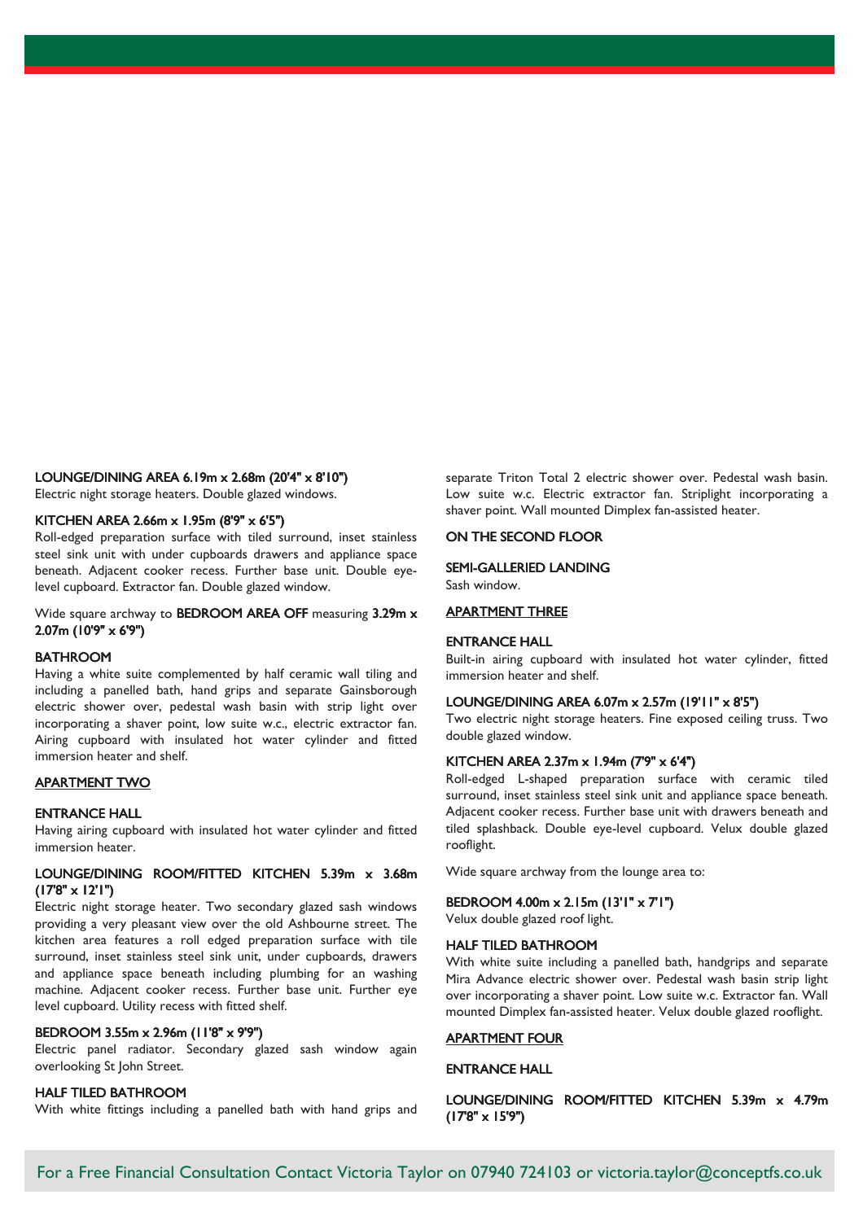**LOUNGE/DINING AREA 6.19m x 2.68m (20'4" x 8'10")**
Electric night storage heaters. Double glazed windows.

**KITCHEN AREA 2.66m x 1.95m (8'9" x 6'5")**
Roll-edged preparation surface with tiled surround, inset stainless steel sink unit with under cupboards drawers and appliance space beneath. Adjacent cooker recess. Further base unit. Double eye-level cupboard. Extractor fan. Double glazed window.

Wide square archway to **BEDROOM AREA OFF** measuring **3.29m x 2.07m (10'9" x 6'9")**

**BATHROOM**
Having a white suite complemented by half ceramic wall tiling and including a panelled bath, hand grips and separate Gainsborough electric shower over, pedestal wash basin with strip light over incorporating a shaver point, low suite w.c., electric extractor fan. Airing cupboard with insulated hot water cylinder and fitted immersion heater and shelf.

## APARTMENT TWO

**ENTRANCE HALL**
Having airing cupboard with insulated hot water cylinder and fitted immersion heater.

**LOUNGE/DINING ROOM/FITTED KITCHEN 5.39m x 3.68m (17'8" x 12'1")**
Electric night storage heater. Two secondary glazed sash windows providing a very pleasant view over the old Ashbourne street. The kitchen area features a roll edged preparation surface with tile surround, inset stainless steel sink unit, under cupboards, drawers and appliance space beneath including plumbing for an washing machine. Adjacent cooker recess. Further base unit. Further eye level cupboard. Utility recess with fitted shelf.

**BEDROOM 3.55m x 2.96m (11'8" x 9'9")**
Electric panel radiator. Secondary glazed sash window again overlooking St John Street.

**HALF TILED BATHROOM**
With white fittings including a panelled bath with hand grips and separate Triton Total 2 electric shower over. Pedestal wash basin. Low suite w.c. Electric extractor fan. Striplight incorporating a shaver point. Wall mounted Dimplex fan-assisted heater.

**ON THE SECOND FLOOR**

**SEMI-GALLERIED LANDING**
Sash window.

## APARTMENT THREE

**ENTRANCE HALL**
Built-in airing cupboard with insulated hot water cylinder, fitted immersion heater and shelf.

**LOUNGE/DINING AREA 6.07m x 2.57m (19'11" x 8'5")**
Two electric night storage heaters. Fine exposed ceiling truss. Two double glazed window.

**KITCHEN AREA 2.37m x 1.94m (7'9" x 6'4")**
Roll-edged L-shaped preparation surface with ceramic tiled surround, inset stainless steel sink unit and appliance space beneath. Adjacent cooker recess. Further base unit with drawers beneath and tiled splashback. Double eye-level cupboard. Velux double glazed rooflight.

Wide square archway from the lounge area to:

**BEDROOM 4.00m x 2.15m (13'1" x 7'1")**
Velux double glazed roof light.

**HALF TILED BATHROOM**
With white suite including a panelled bath, handgrips and separate Mira Advance electric shower over. Pedestal wash basin strip light over incorporating a shaver point. Low suite w.c. Extractor fan. Wall mounted Dimplex fan-assisted heater. Velux double glazed rooflight.

## APARTMENT FOUR

**ENTRANCE HALL**

**LOUNGE/DINING ROOM/FITTED KITCHEN 5.39m x 4.79m (17'8" x 15'9")**

For a Free Financial Consultation Contact Victoria Taylor on 07940 724103 or victoria.taylor@conceptfs.co.uk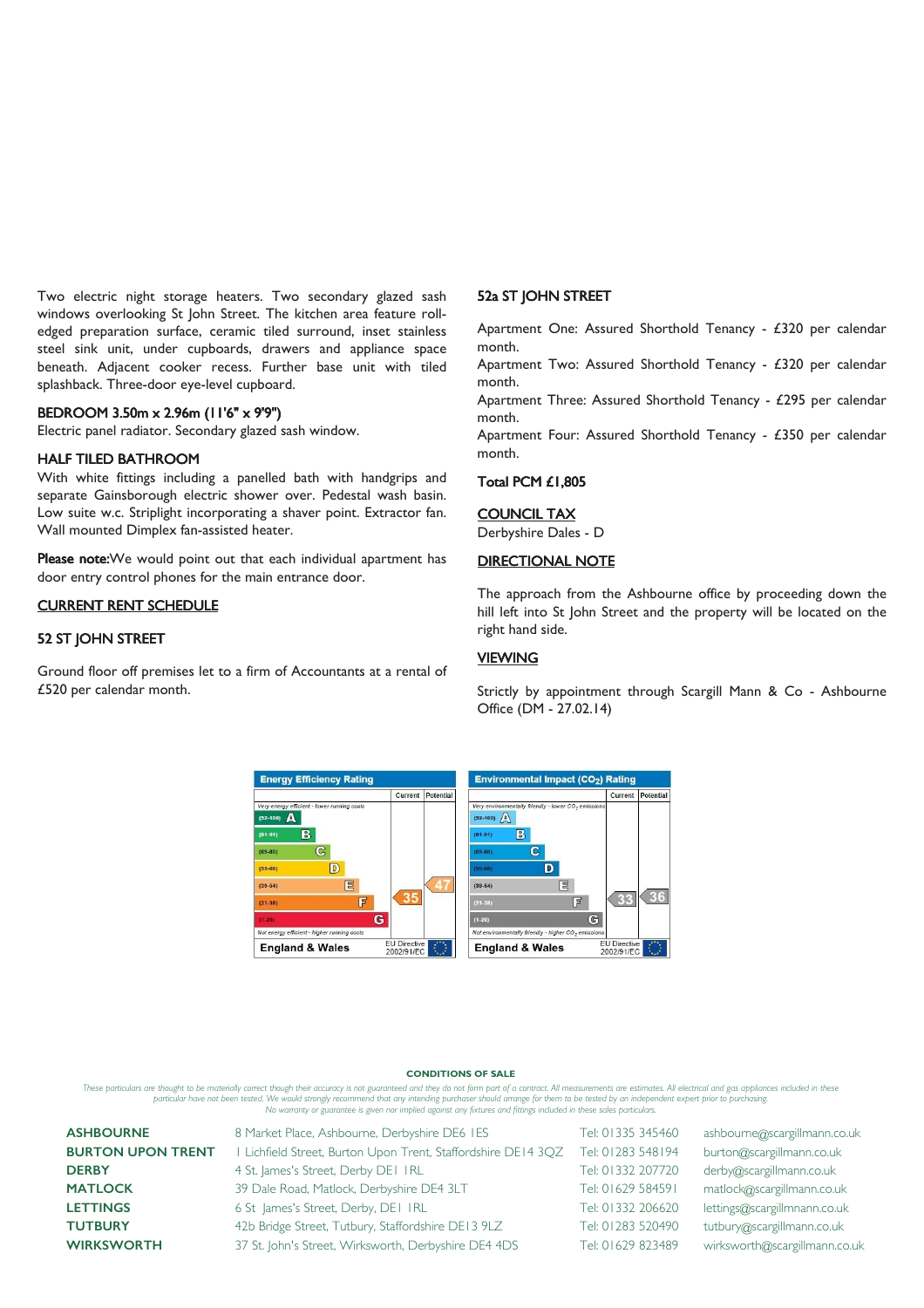Two electric night storage heaters. Two secondary glazed sash windows overlooking St John Street. The kitchen area feature roll-edged preparation surface, ceramic tiled surround, inset stainless steel sink unit, under cupboards, drawers and appliance space beneath. Adjacent cooker recess. Further base unit with tiled splashback. Three-door eye-level cupboard.

**BEDROOM 3.50m x 2.96m (11'6" x 9'9")**
Electric panel radiator. Secondary glazed sash window.

**HALF TILED BATHROOM**
With white fittings including a panelled bath with handgrips and separate Gainsborough electric shower over. Pedestal wash basin. Low suite w.c. Striplight incorporating a shaver point. Extractor fan. Wall mounted Dimplex fan-assisted heater.

**Please note:** We would point out that each individual apartment has door entry control phones for the main entrance door.

**CURRENT RENT SCHEDULE**

**52 ST JOHN STREET**

Ground floor off premises let to a firm of Accountants at a rental of £520 per calendar month.

**52a ST JOHN STREET**

Apartment One: Assured Shorthold Tenancy - £320 per calendar month.
Apartment Two: Assured Shorthold Tenancy - £320 per calendar month.
Apartment Three: Assured Shorthold Tenancy - £295 per calendar month.
Apartment Four: Assured Shorthold Tenancy - £350 per calendar month.

**Total PCM £1,805**

**COUNCIL TAX**
Derbyshire Dales - D

**DIRECTIONAL NOTE**

The approach from the Ashbourne office by proceeding down the hill left into St John Street and the property will be located on the right hand side.

**VIEWING**

Strictly by appointment through Scargill Mann & Co - Ashbourne Office (DM - 27.02.14)

Energy Efficiency Rating
Current Potential
Very energy efficient - lower running costs
(92-100) A
(81-91) B
(69-80) C
(55-68) D
(39-54) E
(21-38) F
(1-20) G
Not energy efficient - higher running costs
35
47
England & Wales
EU Directive 2002/91/EC

Environmental Impact ($CO_2$) Rating
Current Potential
Very environmentally friendly - lower $CO_2$ emissions
(92-100) A
(81-91) B
(69-80) C
(55-68) D
(39-54) E
(21-38) F
(1-20) G
Not environmentally friendly - higher $CO_2$ emissions
33
36
England & Wales
EU Directive 2002/91/EC

**CONDITIONS OF SALE**

*These particulars are thought to be materially correct though their accuracy is not guaranteed and they do not form part of a contract. All measurements are estimates. All electrical and gas appliances included in these particular have not been tested. We would strongly recommend that any intending purchaser should arrange for them to be tested by an independent expert prior to purchasing. No warranty or guarantee is given nor implied against any fixtures and fittings included in these sales particulars.*

| | | | |
|---|---|---|---|
| **ASHBOURNE** | 8 Market Place, Ashbourne, Derbyshire DE6 1ES | Tel: 01335 345460 | ashbourne@scargillmann.co.uk |
| **BURTON UPON TRENT** | 1 Lichfield Street, Burton Upon Trent, Staffordshire DE14 3QZ | Tel: 01283 548194 | burton@scargillmann.co.uk |
| **DERBY** | 4 St. James's Street, Derby DE1 1RL | Tel: 01332 207720 | derby@scargillmann.co.uk |
| **MATLOCK** | 39 Dale Road, Matlock, Derbyshire DE4 3LT | Tel: 01629 584591 | matlock@scargillmann.co.uk |
| **LETTINGS** | 6 St James's Street, Derby, DE1 1RL | Tel: 01332 206620 | lettings@scargillmnann.co.uk |
| **TUTBURY** | 42b Bridge Street, Tutbury, Staffordshire DE13 9LZ | Tel: 01283 520490 | tutbury@scargillmann.co.uk |
| **WIRKSWORTH** | 37 St. John's Street, Wirksworth, Derbyshire DE4 4DS | Tel: 01629 823489 | wirksworth@scargillmann.co.uk |